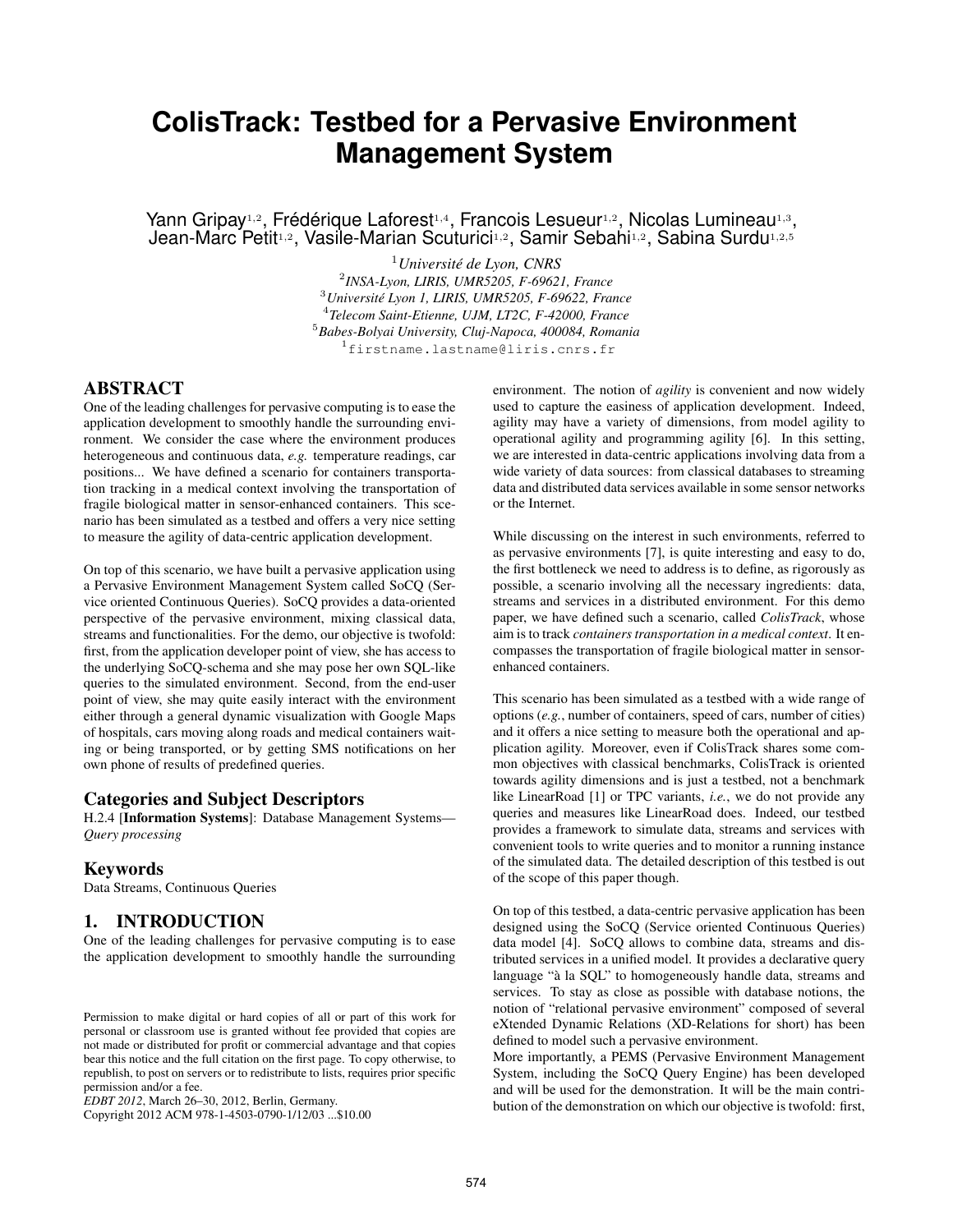# ColisTrack: Testbed for a Pervasive Environment Management System

Yann Gripay[1,2], Frédérique Laforest[1,4], Francois Lesueur[1,2], Nicolas Lumineau[1,3], Jean-Marc Petit[1,2], Vasile-Marian Scuturici[1,2], Samir Sebahi[1,2], Sabina Surdu[1,2,5]

[1] *Université de Lyon, CNRS*
[2] *INSA-Lyon, LIRIS, UMR5205, F-69621, France*
[3] *Université Lyon 1, LIRIS, UMR5205, F-69622, France*
[4] *Telecom Saint-Etienne, UJM, LT2C, F-42000, France*
[5] *Babes-Bolyai University, Cluj-Napoca, 400084, Romania*
[1] firstname.lastname@liris.cnrs.fr

## ABSTRACT

One of the leading challenges for pervasive computing is to ease the application development to smoothly handle the surrounding environment. We consider the case where the environment produces heterogeneous and continuous data, *e.g.* temperature readings, car positions... We have defined a scenario for containers transportation tracking in a medical context involving the transportation of fragile biological matter in sensor-enhanced containers. This scenario has been simulated as a testbed and offers a very nice setting to measure the agility of data-centric application development.

On top of this scenario, we have built a pervasive application using a Pervasive Environment Management System called SoCQ (Service oriented Continuous Queries). SoCQ provides a data-oriented perspective of the pervasive environment, mixing classical data, streams and functionalities. For the demo, our objective is twofold: first, from the application developer point of view, she has access to the underlying SoCQ-schema and she may pose her own SQL-like queries to the simulated environment. Second, from the end-user point of view, she may quite easily interact with the environment either through a general dynamic visualization with Google Maps of hospitals, cars moving along roads and medical containers waiting or being transported, or by getting SMS notifications on her own phone of results of predefined queries.

### Categories and Subject Descriptors

H.2.4 [**Information Systems**]: Database Management Systems—*Query processing*

### Keywords

Data Streams, Continuous Queries

## 1. INTRODUCTION

One of the leading challenges for pervasive computing is to ease the application development to smoothly handle the surrounding environment. The notion of *agility* is convenient and now widely used to capture the easiness of application development. Indeed, agility may have a variety of dimensions, from model agility to operational agility and programming agility [6]. In this setting, we are interested in data-centric applications involving data from a wide variety of data sources: from classical databases to streaming data and distributed data services available in some sensor networks or the Internet.

While discussing on the interest in such environments, referred to as pervasive environments [7], is quite interesting and easy to do, the first bottleneck we need to address is to define, as rigorously as possible, a scenario involving all the necessary ingredients: data, streams and services in a distributed environment. For this demo paper, we have defined such a scenario, called *ColisTrack*, whose aim is to track *containers transportation in a medical context*. It encompasses the transportation of fragile biological matter in sensor-enhanced containers.

This scenario has been simulated as a testbed with a wide range of options (*e.g.*, number of containers, speed of cars, number of cities) and it offers a nice setting to measure both the operational and application agility. Moreover, even if ColisTrack shares some common objectives with classical benchmarks, ColisTrack is oriented towards agility dimensions and is just a testbed, not a benchmark like LinearRoad [1] or TPC variants, *i.e.*, we do not provide any queries and measures like LinearRoad does. Indeed, our testbed provides a framework to simulate data, streams and services with convenient tools to write queries and to monitor a running instance of the simulated data. The detailed description of this testbed is out of the scope of this paper though.

On top of this testbed, a data-centric pervasive application has been designed using the SoCQ (Service oriented Continuous Queries) data model [4]. SoCQ allows to combine data, streams and distributed services in a unified model. It provides a declarative query language "à la SQL" to homogeneously handle data, streams and services. To stay as close as possible with database notions, the notion of "relational pervasive environment" composed of several eXtended Dynamic Relations (XD-Relations for short) has been defined to model such a pervasive environment.
More importantly, a PEMS (Pervasive Environment Management System, including the SoCQ Query Engine) has been developed and will be used for the demonstration. It will be the main contribution of the demonstration on which our objective is twofold: first,

Permission to make digital or hard copies of all or part of this work for personal or classroom use is granted without fee provided that copies are not made or distributed for profit or commercial advantage and that copies bear this notice and the full citation on the first page. To copy otherwise, to republish, to post on servers or to redistribute to lists, requires prior specific permission and/or a fee.
*EDBT 2012*, March 26–30, 2012, Berlin, Germany.
Copyright 2012 ACM 978-1-4503-0790-1/12/03 ...$10.00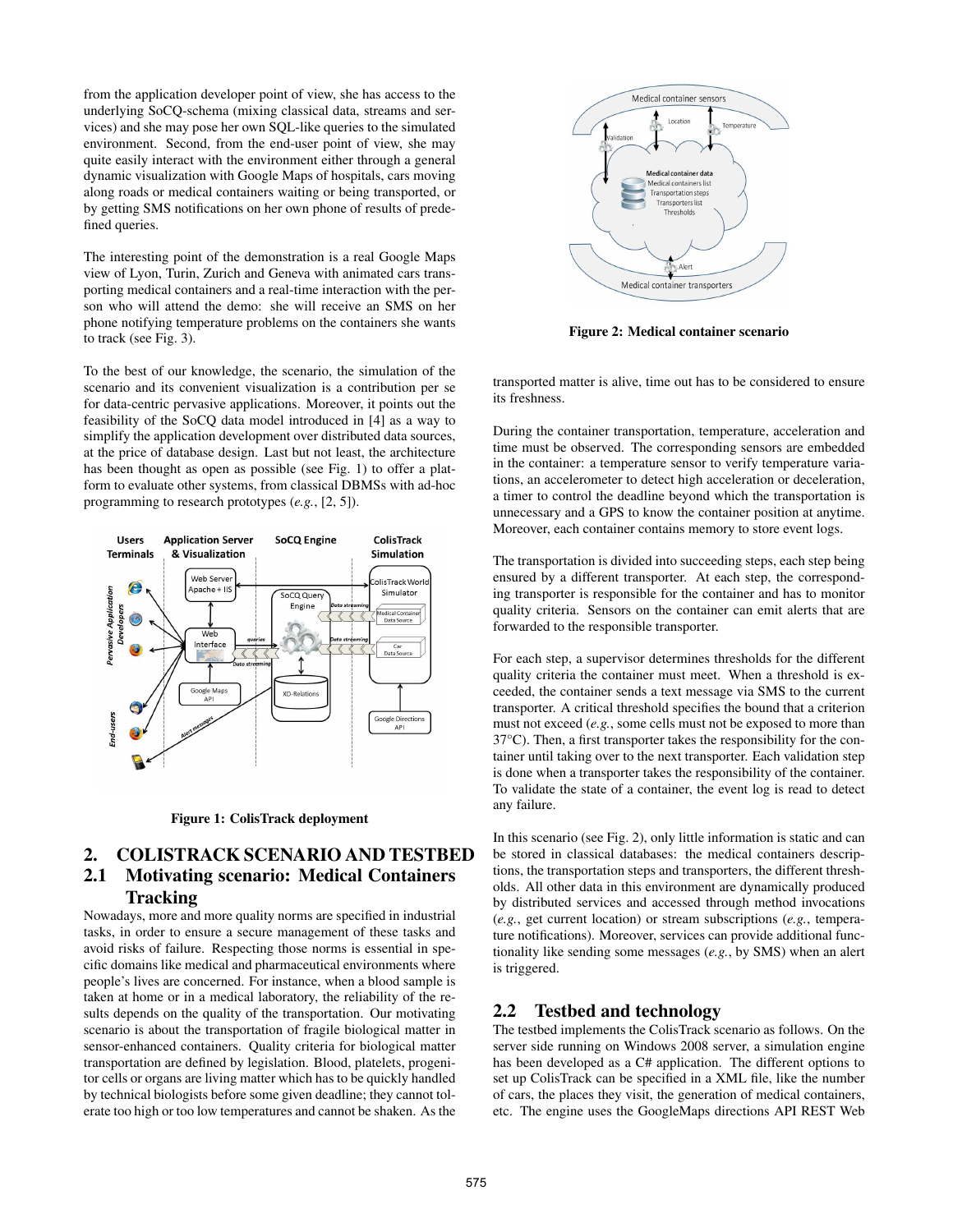from the application developer point of view, she has access to the underlying SoCQ-schema (mixing classical data, streams and services) and she may pose her own SQL-like queries to the simulated environment. Second, from the end-user point of view, she may quite easily interact with the environment either through a general dynamic visualization with Google Maps of hospitals, cars moving along roads or medical containers waiting or being transported, or by getting SMS notifications on her own phone of results of predefined queries.

The interesting point of the demonstration is a real Google Maps view of Lyon, Turin, Zurich and Geneva with animated cars transporting medical containers and a real-time interaction with the person who will attend the demo: she will receive an SMS on her phone notifying temperature problems on the containers she wants to track (see Fig. 3).

To the best of our knowledge, the scenario, the simulation of the scenario and its convenient visualization is a contribution per se for data-centric pervasive applications. Moreover, it points out the feasibility of the SoCQ data model introduced in [4] as a way to simplify the application development over distributed data sources, at the price of database design. Last but not least, the architecture has been thought as open as possible (see Fig. 1) to offer a platform to evaluate other systems, from classical DBMSs with ad-hoc programming to research prototypes (*e.g.*, [2, 5]).

**Figure 1: ColisTrack deployment**

## 2. COLISTRACK SCENARIO AND TESTBED

### 2.1 Motivating scenario: Medical Containers Tracking

Nowadays, more and more quality norms are specified in industrial tasks, in order to ensure a secure management of these tasks and avoid risks of failure. Respecting those norms is essential in specific domains like medical and pharmaceutical environments where people's lives are concerned. For instance, when a blood sample is taken at home or in a medical laboratory, the reliability of the results depends on the quality of the transportation. Our motivating scenario is about the transportation of fragile biological matter in sensor-enhanced containers. Quality criteria for biological matter transportation are defined by legislation. Blood, platelets, progenitor cells or organs are living matter which has to be quickly handled by technical biologists before some given deadline; they cannot tolerate too high or too low temperatures and cannot be shaken. As the transported matter is alive, time out has to be considered to ensure its freshness.

**Figure 2: Medical container scenario**

During the container transportation, temperature, acceleration and time must be observed. The corresponding sensors are embedded in the container: a temperature sensor to verify temperature variations, an accelerometer to detect high acceleration or deceleration, a timer to control the deadline beyond which the transportation is unnecessary and a GPS to know the container position at anytime. Moreover, each container contains memory to store event logs.

The transportation is divided into succeeding steps, each step being ensured by a different transporter. At each step, the corresponding transporter is responsible for the container and has to monitor quality criteria. Sensors on the container can emit alerts that are forwarded to the responsible transporter.

For each step, a supervisor determines thresholds for the different quality criteria the container must meet. When a threshold is exceeded, the container sends a text message via SMS to the current transporter. A critical threshold specifies the bound that a criterion must not exceed (*e.g.*, some cells must not be exposed to more than 37°C). Then, a first transporter takes the responsibility for the container until taking over to the next transporter. Each validation step is done when a transporter takes the responsibility of the container. To validate the state of a container, the event log is read to detect any failure.

In this scenario (see Fig. 2), only little information is static and can be stored in classical databases: the medical containers descriptions, the transportation steps and transporters, the different thresholds. All other data in this environment are dynamically produced by distributed services and accessed through method invocations (*e.g.*, get current location) or stream subscriptions (*e.g.*, temperature notifications). Moreover, services can provide additional functionality like sending some messages (*e.g.*, by SMS) when an alert is triggered.

### 2.2 Testbed and technology

The testbed implements the ColisTrack scenario as follows. On the server side running on Windows 2008 server, a simulation engine has been developed as a C# application. The different options to set up ColisTrack can be specified in a XML file, like the number of cars, the places they visit, the generation of medical containers, etc. The engine uses the GoogleMaps directions API REST Web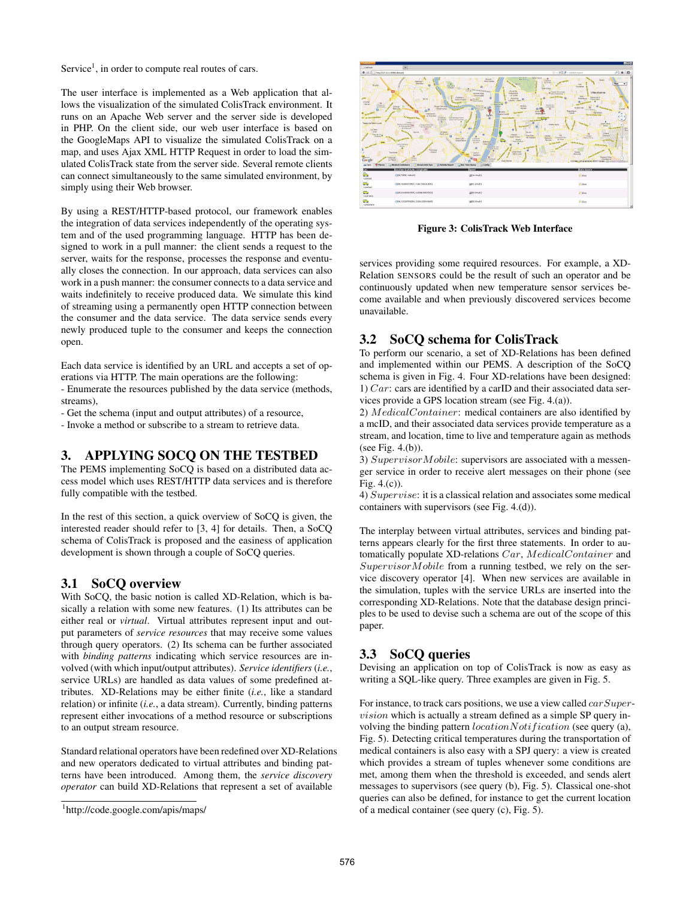Service[1], in order to compute real routes of cars.

The user interface is implemented as a Web application that allows the visualization of the simulated ColisTrack environment. It runs on an Apache Web server and the server side is developed in PHP. On the client side, our web user interface is based on the GoogleMaps API to visualize the simulated ColisTrack on a map, and uses Ajax XML HTTP Request in order to load the simulated ColisTrack state from the server side. Several remote clients can connect simultaneously to the same simulated environment, by simply using their Web browser.

By using a REST/HTTP-based protocol, our framework enables the integration of data services independently of the operating system and of the used programming language. HTTP has been designed to work in a pull manner: the client sends a request to the server, waits for the response, processes the response and eventually closes the connection. In our approach, data services can also work in a push manner: the consumer connects to a data service and waits indefinitely to receive produced data. We simulate this kind of streaming using a permanently open HTTP connection between the consumer and the data service. The data service sends every newly produced tuple to the consumer and keeps the connection open.

Each data service is identified by an URL and accepts a set of operations via HTTP. The main operations are the following:
- Enumerate the resources published by the data service (methods, streams),
- Get the schema (input and output attributes) of a resource,
- Invoke a method or subscribe to a stream to retrieve data.

# 3. APPLYING SOCQ ON THE TESTBED

The PEMS implementing SoCQ is based on a distributed data access model which uses REST/HTTP data services and is therefore fully compatible with the testbed.

In the rest of this section, a quick overview of SoCQ is given, the interested reader should refer to [3, 4] for details. Then, a SoCQ schema of ColisTrack is proposed and the easiness of application development is shown through a couple of SoCQ queries.

## 3.1 SoCQ overview

With SoCQ, the basic notion is called XD-Relation, which is basically a relation with some new features. (1) Its attributes can be either real or *virtual*. Virtual attributes represent input and output parameters of *service resources* that may receive some values through query operators. (2) Its schema can be further associated with *binding patterns* indicating which service resources are involved (with which input/output attributes). *Service identifiers* (*i.e.*, service URLs) are handled as data values of some predefined attributes. XD-Relations may be either finite (*i.e.*, like a standard relation) or infinite (*i.e.*, a data stream). Currently, binding patterns represent either invocations of a method resource or subscriptions to an output stream resource.

Standard relational operators have been redefined over XD-Relations and new operators dedicated to virtual attributes and binding patterns have been introduced. Among them, the *service discovery operator* can build XD-Relations that represent a set of available services providing some required resources. For example, a XD-Relation SENSORS could be the result of such an operator and be continuously updated when new temperature sensor services become available and when previously discovered services become unavailable.

[1] http://code.google.com/apis/maps/

**Figure 3: ColisTrack Web Interface**

## 3.2 SoCQ schema for ColisTrack

To perform our scenario, a set of XD-Relations has been defined and implemented within our PEMS. A description of the SoCQ schema is given in Fig. 4. Four XD-relations have been designed:
1) $Car$: cars are identified by a carID and their associated data services provide a GPS location stream (see Fig. 4.(a)).
2) $MedicalContainer$: medical containers are also identified by a mcID, and their associated data services provide temperature as a stream, and location, time to live and temperature again as methods (see Fig. 4.(b)).
3) $SupervisorMobile$: supervisors are associated with a messenger service in order to receive alert messages on their phone (see Fig. 4.(c)).
4) $Supervise$: it is a classical relation and associates some medical containers with supervisors (see Fig. 4.(d)).

The interplay between virtual attributes, services and binding patterns appears clearly for the first three statements. In order to automatically populate XD-relations $Car$, $MedicalContainer$ and $SupervisorMobile$ from a running testbed, we rely on the service discovery operator [4]. When new services are available in the simulation, tuples with the service URLs are inserted into the corresponding XD-Relations. Note that the database design principles to be used to devise such a schema are out of the scope of this paper.

## 3.3 SoCQ queries

Devising an application on top of ColisTrack is now as easy as writing a SQL-like query. Three examples are given in Fig. 5.

For instance, to track cars positions, we use a view called $carSupervision$ which is actually a stream defined as a simple SP query involving the binding pattern $locationNotification$ (see query (a), Fig. 5). Detecting critical temperatures during the transportation of medical containers is also easy with a SPJ query: a view is created which provides a stream of tuples whenever some conditions are met, among them when the threshold is exceeded, and sends alert messages to supervisors (see query (b), Fig. 5). Classical one-shot queries can also be defined, for instance to get the current location of a medical container (see query (c), Fig. 5).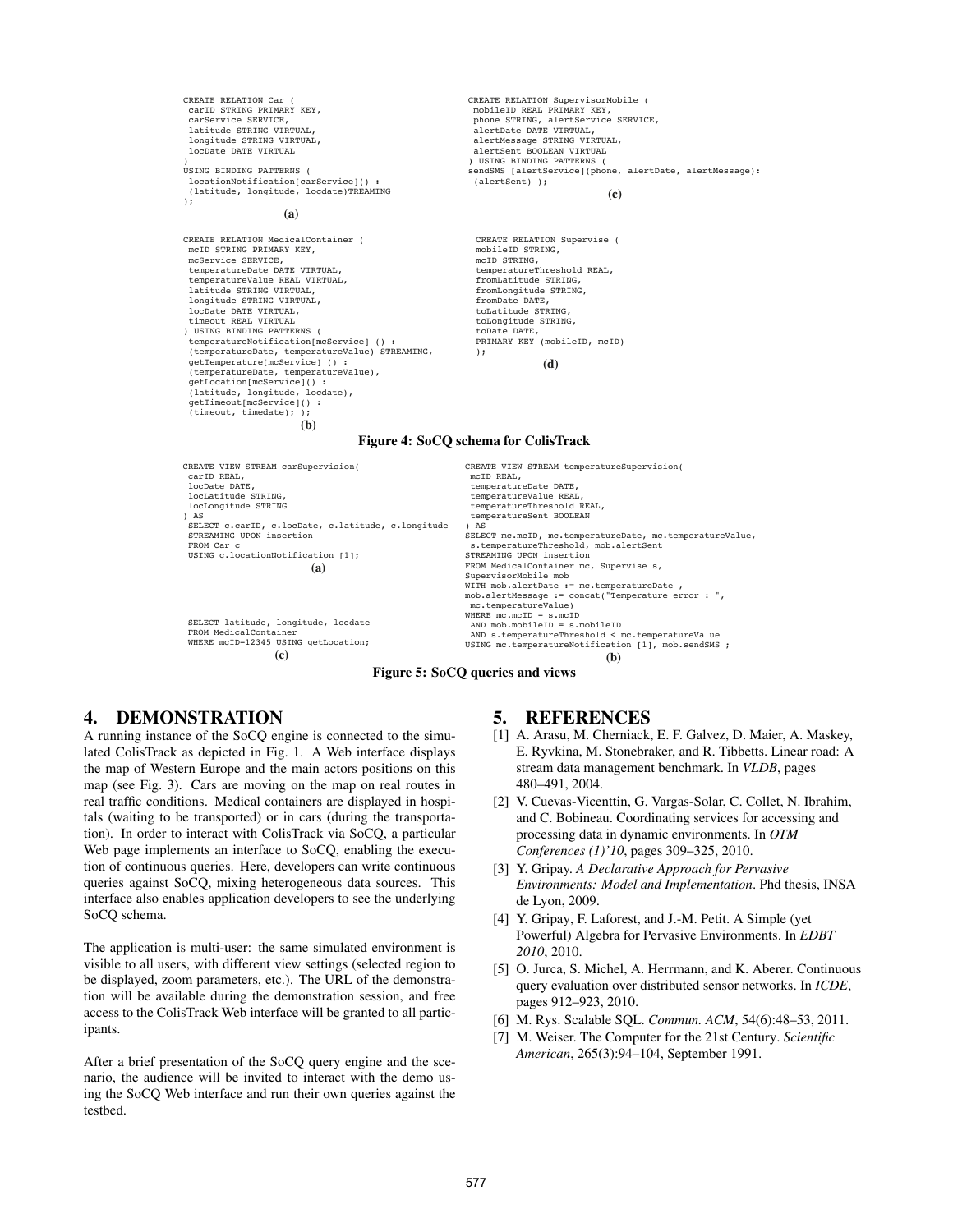```
CREATE RELATION Car (
 carID STRING PRIMARY KEY,
 carService SERVICE,
 latitude STRING VIRTUAL,
 longitude STRING VIRTUAL,
 locDate DATE VIRTUAL
)
USING BINDING PATTERNS (
 locationNotification[carService]() :
 (latitude, longitude, locdate)TREAMING
);
```

(a)

```
CREATE RELATION SupervisorMobile (
 mobileID REAL PRIMARY KEY,
 phone STRING, alertService SERVICE,
 alertDate DATE VIRTUAL,
 alertMessage STRING VIRTUAL,
 alertSent BOOLEAN VIRTUAL
) USING BINDING PATTERNS (
sendSMS [alertService](phone, alertDate, alertMessage):
 (alertSent) );
```

(c)

```
CREATE RELATION MedicalContainer (
 mcID STRING PRIMARY KEY,
 mcService SERVICE,
 temperatureDate DATE VIRTUAL,
 temperatureValue REAL VIRTUAL,
 latitude STRING VIRTUAL,
 longitude STRING VIRTUAL,
 locDate DATE VIRTUAL,
 timeout REAL VIRTUAL
) USING BINDING PATTERNS (
 temperatureNotification[mcService] () :
 (temperatureDate, temperatureValue) STREAMING,
 getTemperature[mcService] () :
 (temperatureDate, temperatureValue),
 getLocation[mcService]() :
 (latitude, longitude, locdate),
 getTimeout[mcService]() :
 (timeout, timedate); );
```

(b)

```
CREATE RELATION Supervise (
 mobileID STRING,
 mcID STRING,
 temperatureThreshold REAL,
 fromLatitude STRING,
 fromLongitude STRING,
 fromDate DATE,
 toLatitude STRING,
 toLongitude STRING,
 toDate DATE,
 PRIMARY KEY (mobileID, mcID)
 );
```

(d)

**Figure 4: SoCQ schema for ColisTrack**

```
CREATE VIEW STREAM carSupervision(
 carID REAL,
 locDate DATE,
 locLatitude STRING,
 locLongitude STRING
) AS
 SELECT c.carID, c.locDate, c.latitude, c.longitude
 STREAMING UPON insertion
 FROM Car c
 USING c.locationNotification [1];
```

(a)

```
CREATE VIEW STREAM temperatureSupervision(
 mcID REAL,
 temperatureDate DATE,
 temperatureValue REAL,
 temperatureThreshold REAL,
 temperatureSent BOOLEAN
) AS
SELECT mc.mcID, mc.temperatureDate, mc.temperatureValue,
 s.temperatureThreshold, mob.alertSent
STREAMING UPON insertion
FROM MedicalContainer mc, Supervise s,
SupervisorMobile mob
WITH mob.alertDate := mc.temperatureDate ,
mob.alertMessage := concat("Temperature error : ",
 mc.temperatureValue)
WHERE mc.mcID = s.mcID
 AND mob.mobileID = s.mobileID
 AND s.temperatureThreshold < mc.temperatureValue
USING mc.temperatureNotification [1], mob.sendSMS ;
```

(b)

```
 SELECT latitude, longitude, locdate
 FROM MedicalContainer
 WHERE mcID=12345 USING getLocation;
```

(c)

**Figure 5: SoCQ queries and views**

# 4. DEMONSTRATION

A running instance of the SoCQ engine is connected to the simulated ColisTrack as depicted in Fig. 1. A Web interface displays the map of Western Europe and the main actors positions on this map (see Fig. 3). Cars are moving on the map on real routes in real traffic conditions. Medical containers are displayed in hospitals (waiting to be transported) or in cars (during the transportation). In order to interact with ColisTrack via SoCQ, a particular Web page implements an interface to SoCQ, enabling the execution of continuous queries. Here, developers can write continuous queries against SoCQ, mixing heterogeneous data sources. This interface also enables application developers to see the underlying SoCQ schema.

The application is multi-user: the same simulated environment is visible to all users, with different view settings (selected region to be displayed, zoom parameters, etc.). The URL of the demonstration will be available during the demonstration session, and free access to the ColisTrack Web interface will be granted to all participants.

After a brief presentation of the SoCQ query engine and the scenario, the audience will be invited to interact with the demo using the SoCQ Web interface and run their own queries against the testbed.

# 5. REFERENCES

[1] A. Arasu, M. Cherniack, E. F. Galvez, D. Maier, A. Maskey, E. Ryvkina, M. Stonebraker, and R. Tibbetts. Linear road: A stream data management benchmark. In *VLDB*, pages 480–491, 2004.

[2] V. Cuevas-Vicenttin, G. Vargas-Solar, C. Collet, N. Ibrahim, and C. Bobineau. Coordinating services for accessing and processing data in dynamic environments. In *OTM Conferences (1)'10*, pages 309–325, 2010.

[3] Y. Gripay. *A Declarative Approach for Pervasive Environments: Model and Implementation*. Phd thesis, INSA de Lyon, 2009.

[4] Y. Gripay, F. Laforest, and J.-M. Petit. A Simple (yet Powerful) Algebra for Pervasive Environments. In *EDBT 2010*, 2010.

[5] O. Jurca, S. Michel, A. Herrmann, and K. Aberer. Continuous query evaluation over distributed sensor networks. In *ICDE*, pages 912–923, 2010.

[6] M. Rys. Scalable SQL. *Commun. ACM*, 54(6):48–53, 2011.

[7] M. Weiser. The Computer for the 21st Century. *Scientific American*, 265(3):94–104, September 1991.